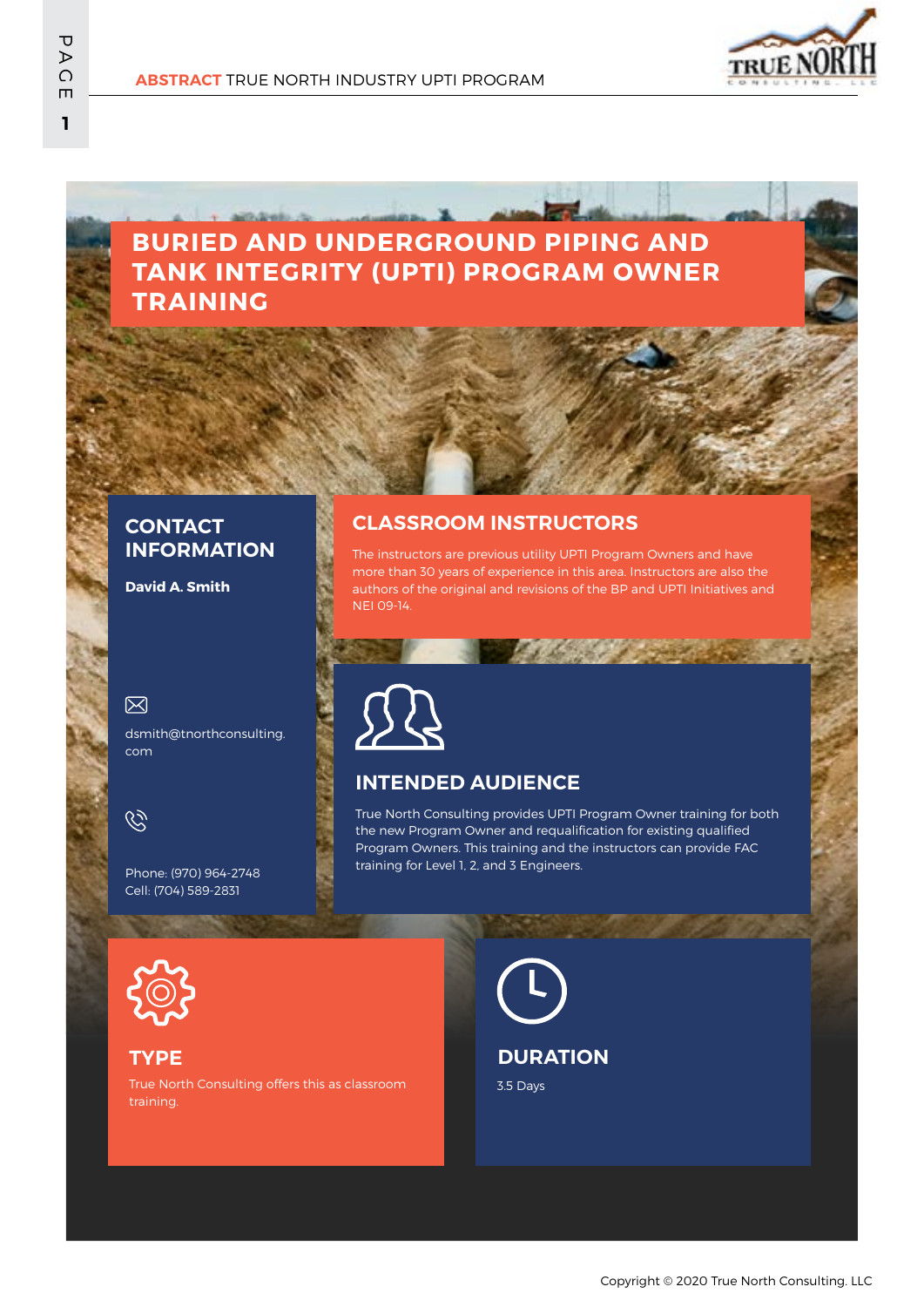# BURIED AND UNDERGROUND PIPING AND TANK INTEGRITY (UPTI) PROGRAM OWNER TRAINING

## CONTACT INFORMATION

**David A. Smith**

dsmith@tnorthconsulting.com

Phone: (970) 964-2748
Cell: (704) 589-2831

## CLASSROOM INSTRUCTORS

The instructors are previous utility UPTI Program Owners and have more than 30 years of experience in this area. Instructors are also the authors of the original and revisions of the BP and UPTI Initiatives and NEI 09-14.

## INTENDED AUDIENCE

True North Consulting provides UPTI Program Owner training for both the new Program Owner and requalification for existing qualified Program Owners. This training and the instructors can provide FAC training for Level 1, 2, and 3 Engineers.

## TYPE

True North Consulting offers this as classroom training.

## DURATION

3.5 Days

Copyright © 2020 True North Consulting. LLC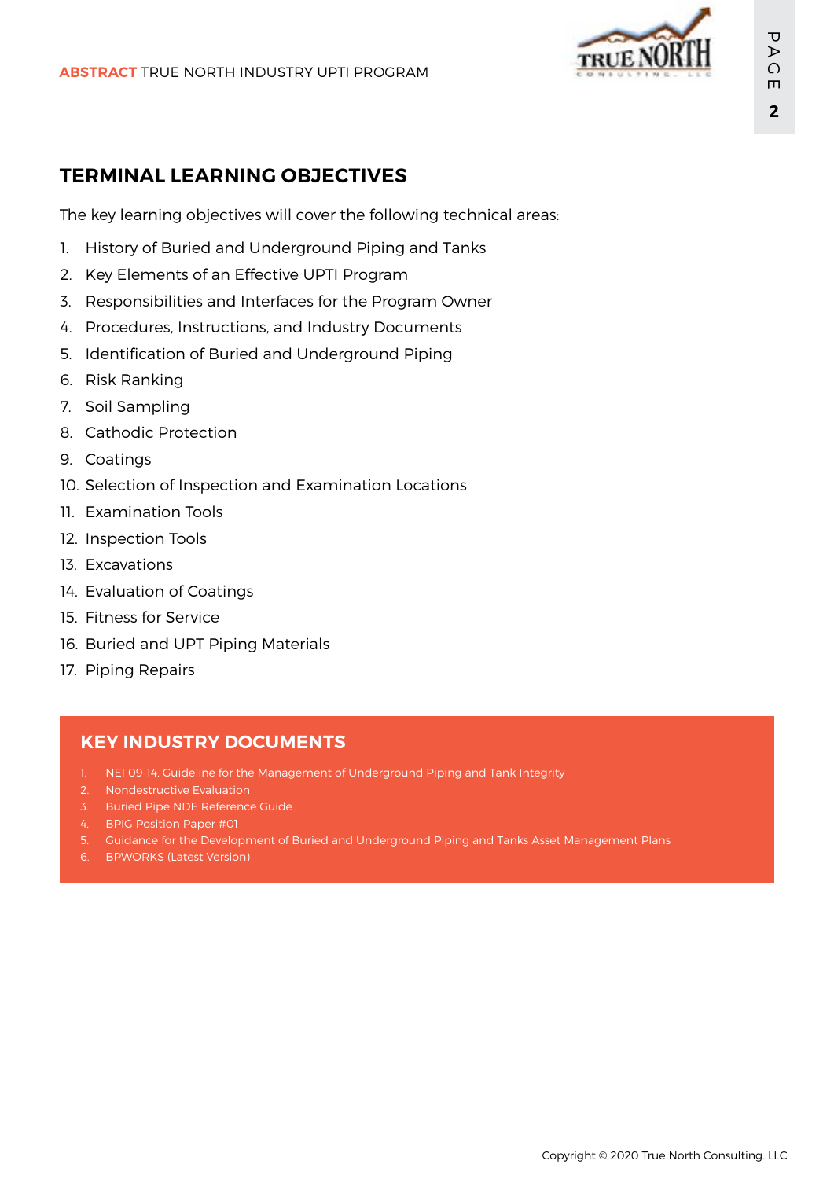## TERMINAL LEARNING OBJECTIVES

The key learning objectives will cover the following technical areas:

1. History of Buried and Underground Piping and Tanks
2. Key Elements of an Effective UPTI Program
3. Responsibilities and Interfaces for the Program Owner
4. Procedures, Instructions, and Industry Documents
5. Identification of Buried and Underground Piping
6. Risk Ranking
7. Soil Sampling
8. Cathodic Protection
9. Coatings
10. Selection of Inspection and Examination Locations
11. Examination Tools
12. Inspection Tools
13. Excavations
14. Evaluation of Coatings
15. Fitness for Service
16. Buried and UPT Piping Materials
17. Piping Repairs

## KEY INDUSTRY DOCUMENTS

1. NEI 09-14, Guideline for the Management of Underground Piping and Tank Integrity
2. Nondestructive Evaluation
3. Buried Pipe NDE Reference Guide
4. BPIG Position Paper #01
5. Guidance for the Development of Buried and Underground Piping and Tanks Asset Management Plans
6. BPWORKS (Latest Version)

Copyright © 2020 True North Consulting. LLC